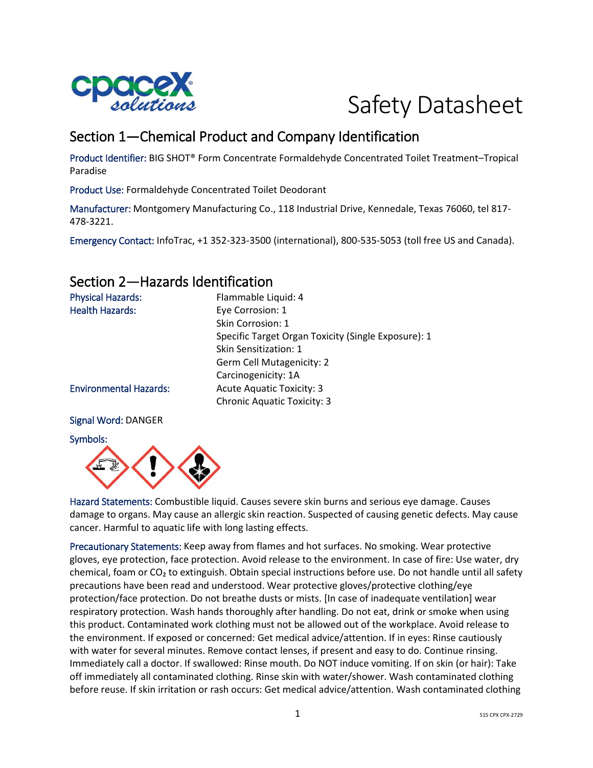# Safety Datasheet

## Section 1—Chemical Product and Company Identification

Product Identifier: BIG SHOT® Form Concentrate Formaldehyde Concentrated Toilet Treatment–Tropical Paradise

Product Use: Formaldehyde Concentrated Toilet Deodorant

Manufacturer: Montgomery Manufacturing Co., 118 Industrial Drive, Kennedale, Texas 76060, tel 817-478-3221.

Emergency Contact: InfoTrac, +1 352-323-3500 (international), 800-535-5053 (toll free US and Canada).

## Section 2—Hazards Identification

| | |
|---|---|
| Physical Hazards: | Flammable Liquid: 4 |
| Health Hazards: | Eye Corrosion: 1 |
| | Skin Corrosion: 1 |
| | Specific Target Organ Toxicity (Single Exposure): 1 |
| | Skin Sensitization: 1 |
| | Germ Cell Mutagenicity: 2 |
| | Carcinogenicity: 1A |
| Environmental Hazards: | Acute Aquatic Toxicity: 3 |
| | Chronic Aquatic Toxicity: 3 |

Signal Word: DANGER

Symbols:

Hazard Statements: Combustible liquid. Causes severe skin burns and serious eye damage. Causes damage to organs. May cause an allergic skin reaction. Suspected of causing genetic defects. May cause cancer. Harmful to aquatic life with long lasting effects.

Precautionary Statements: Keep away from flames and hot surfaces. No smoking. Wear protective gloves, eye protection, face protection. Avoid release to the environment. In case of fire: Use water, dry chemical, foam or $CO_2$ to extinguish. Obtain special instructions before use. Do not handle until all safety precautions have been read and understood. Wear protective gloves/protective clothing/eye protection/face protection. Do not breathe dusts or mists. [In case of inadequate ventilation] wear respiratory protection. Wash hands thoroughly after handling. Do not eat, drink or smoke when using this product. Contaminated work clothing must not be allowed out of the workplace. Avoid release to the environment. If exposed or concerned: Get medical advice/attention. If in eyes: Rinse cautiously with water for several minutes. Remove contact lenses, if present and easy to do. Continue rinsing. Immediately call a doctor. If swallowed: Rinse mouth. Do NOT induce vomiting. If on skin (or hair): Take off immediately all contaminated clothing. Rinse skin with water/shower. Wash contaminated clothing before reuse. If skin irritation or rash occurs: Get medical advice/attention. Wash contaminated clothing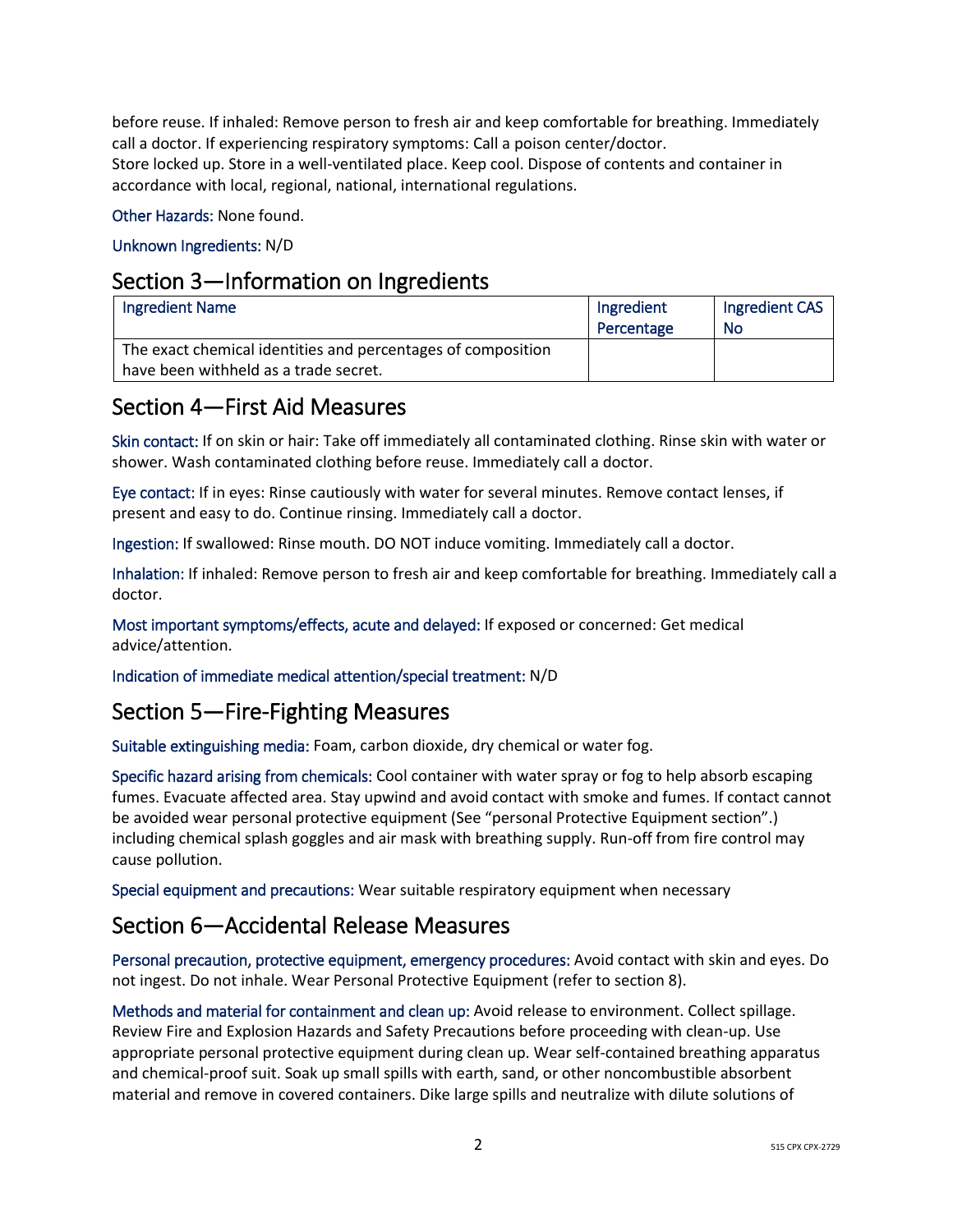before reuse. If inhaled: Remove person to fresh air and keep comfortable for breathing. Immediately call a doctor. If experiencing respiratory symptoms: Call a poison center/doctor.
Store locked up. Store in a well-ventilated place. Keep cool. Dispose of contents and container in accordance with local, regional, national, international regulations.

Other Hazards: None found.

Unknown Ingredients: N/D

## Section 3—Information on Ingredients

| Ingredient Name | Ingredient Percentage | Ingredient CAS No |
|---|---|---|
| The exact chemical identities and percentages of composition have been withheld as a trade secret. | | |

## Section 4—First Aid Measures

Skin contact: If on skin or hair: Take off immediately all contaminated clothing. Rinse skin with water or shower. Wash contaminated clothing before reuse. Immediately call a doctor.

Eye contact: If in eyes: Rinse cautiously with water for several minutes. Remove contact lenses, if present and easy to do. Continue rinsing. Immediately call a doctor.

Ingestion: If swallowed: Rinse mouth. DO NOT induce vomiting. Immediately call a doctor.

Inhalation: If inhaled: Remove person to fresh air and keep comfortable for breathing. Immediately call a doctor.

Most important symptoms/effects, acute and delayed: If exposed or concerned: Get medical advice/attention.

Indication of immediate medical attention/special treatment: N/D

## Section 5—Fire-Fighting Measures

Suitable extinguishing media: Foam, carbon dioxide, dry chemical or water fog.

Specific hazard arising from chemicals: Cool container with water spray or fog to help absorb escaping fumes. Evacuate affected area. Stay upwind and avoid contact with smoke and fumes. If contact cannot be avoided wear personal protective equipment (See "personal Protective Equipment section".) including chemical splash goggles and air mask with breathing supply. Run-off from fire control may cause pollution.

Special equipment and precautions: Wear suitable respiratory equipment when necessary

## Section 6—Accidental Release Measures

Personal precaution, protective equipment, emergency procedures: Avoid contact with skin and eyes. Do not ingest. Do not inhale. Wear Personal Protective Equipment (refer to section 8).

Methods and material for containment and clean up: Avoid release to environment. Collect spillage. Review Fire and Explosion Hazards and Safety Precautions before proceeding with clean-up. Use appropriate personal protective equipment during clean up. Wear self-contained breathing apparatus and chemical-proof suit. Soak up small spills with earth, sand, or other noncombustible absorbent material and remove in covered containers. Dike large spills and neutralize with dilute solutions of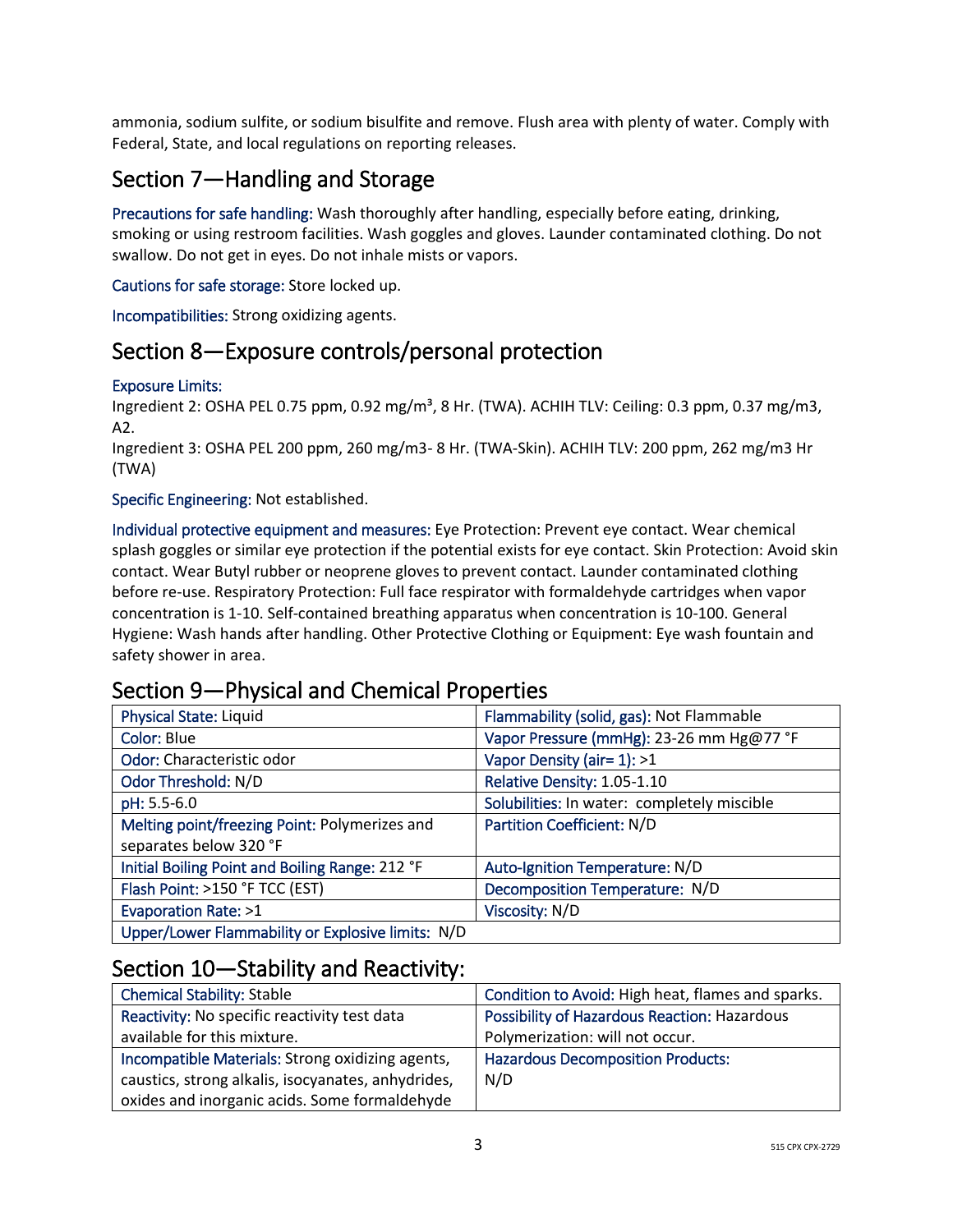ammonia, sodium sulfite, or sodium bisulfite and remove. Flush area with plenty of water. Comply with Federal, State, and local regulations on reporting releases.

## Section 7—Handling and Storage

Precautions for safe handling: Wash thoroughly after handling, especially before eating, drinking, smoking or using restroom facilities. Wash goggles and gloves. Launder contaminated clothing. Do not swallow. Do not get in eyes. Do not inhale mists or vapors.

Cautions for safe storage: Store locked up.

Incompatibilities: Strong oxidizing agents.

## Section 8—Exposure controls/personal protection

Exposure Limits:
Ingredient 2: OSHA PEL 0.75 ppm, 0.92 mg/m³, 8 Hr. (TWA). ACHIH TLV: Ceiling: 0.3 ppm, 0.37 mg/m3, A2.
Ingredient 3: OSHA PEL 200 ppm, 260 mg/m3- 8 Hr. (TWA-Skin). ACHIH TLV: 200 ppm, 262 mg/m3 Hr (TWA)

Specific Engineering: Not established.

Individual protective equipment and measures: Eye Protection: Prevent eye contact. Wear chemical splash goggles or similar eye protection if the potential exists for eye contact. Skin Protection: Avoid skin contact. Wear Butyl rubber or neoprene gloves to prevent contact. Launder contaminated clothing before re-use. Respiratory Protection: Full face respirator with formaldehyde cartridges when vapor concentration is 1-10. Self-contained breathing apparatus when concentration is 10-100. General Hygiene: Wash hands after handling. Other Protective Clothing or Equipment: Eye wash fountain and safety shower in area.

## Section 9—Physical and Chemical Properties

| | |
|---|---|
| Physical State: Liquid | Flammability (solid, gas): Not Flammable |
| Color: Blue | Vapor Pressure (mmHg): 23-26 mm Hg@77 °F |
| Odor: Characteristic odor | Vapor Density (air= 1): >1 |
| Odor Threshold: N/D | Relative Density: 1.05-1.10 |
| pH: 5.5-6.0 | Solubilities: In water: completely miscible |
| Melting point/freezing Point: Polymerizes and separates below 320 °F | Partition Coefficient: N/D |
| Initial Boiling Point and Boiling Range: 212 °F | Auto-Ignition Temperature: N/D |
| Flash Point: >150 °F TCC (EST) | Decomposition Temperature: N/D |
| Evaporation Rate: >1 | Viscosity: N/D |
| Upper/Lower Flammability or Explosive limits: N/D | |

## Section 10—Stability and Reactivity:

| | |
|---|---|
| Chemical Stability: Stable | Condition to Avoid: High heat, flames and sparks. |
| Reactivity: No specific reactivity test data available for this mixture. | Possibility of Hazardous Reaction: Hazardous Polymerization: will not occur. |
| Incompatible Materials: Strong oxidizing agents, caustics, strong alkalis, isocyanates, anhydrides, oxides and inorganic acids. Some formaldehyde | Hazardous Decomposition Products: N/D |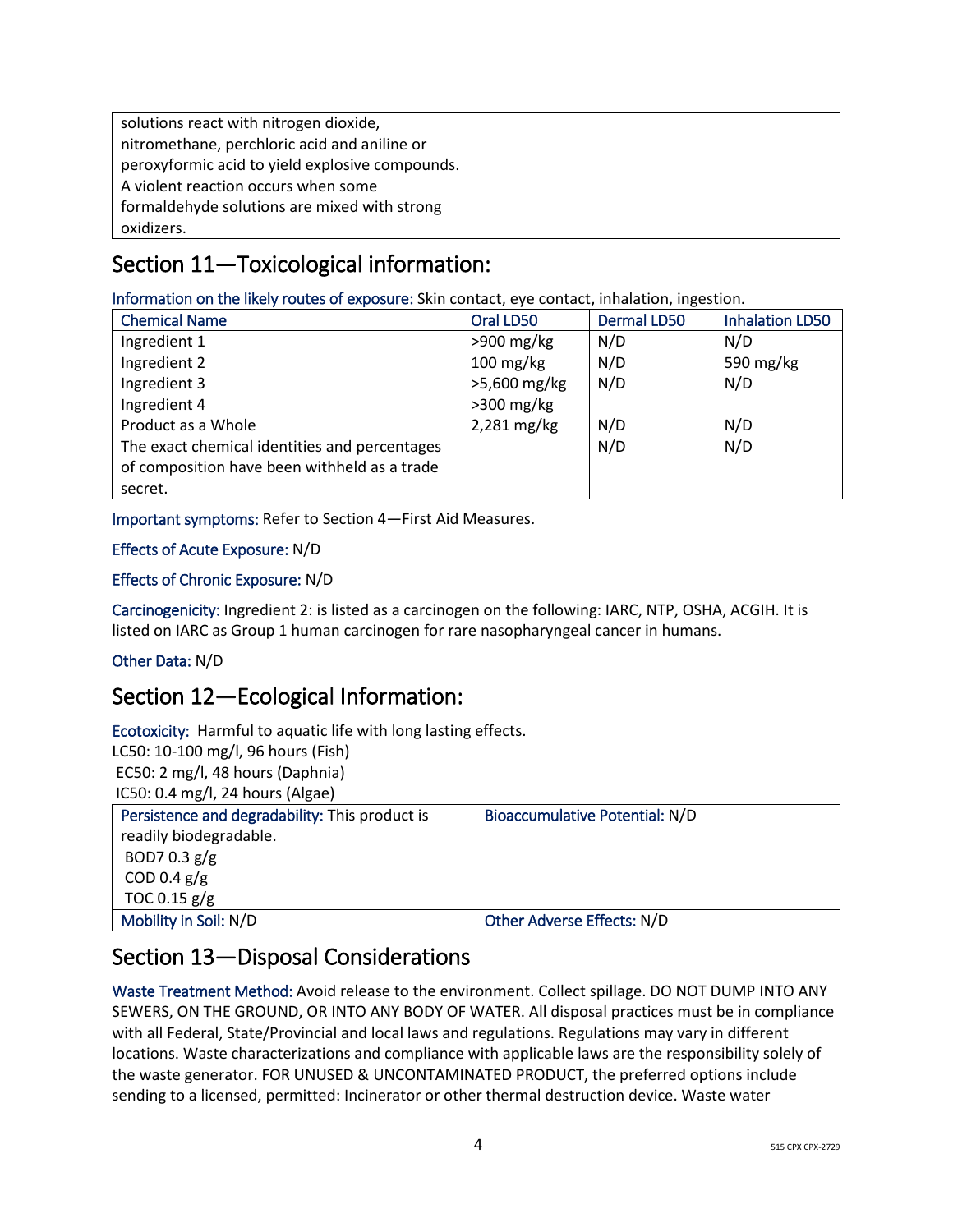| solutions react with nitrogen dioxide, nitromethane, perchloric acid and aniline or peroxyformic acid to yield explosive compounds. A violent reaction occurs when some formaldehyde solutions are mixed with strong oxidizers. | |
|---|---|

## Section 11—Toxicological information:

Information on the likely routes of exposure: Skin contact, eye contact, inhalation, ingestion.

| Chemical Name | Oral LD50 | Dermal LD50 | Inhalation LD50 |
|---|---|---|---|
| Ingredient 1 | >900 mg/kg | N/D | N/D |
| Ingredient 2 | 100 mg/kg | N/D | 590 mg/kg |
| Ingredient 3 | >5,600 mg/kg | N/D | N/D |
| Ingredient 4 | >300 mg/kg | | |
| Product as a Whole | 2,281 mg/kg | N/D | N/D |
| The exact chemical identities and percentages of composition have been withheld as a trade secret. | | N/D | N/D |

Important symptoms: Refer to Section 4—First Aid Measures.

Effects of Acute Exposure: N/D

Effects of Chronic Exposure: N/D

Carcinogenicity: Ingredient 2: is listed as a carcinogen on the following: IARC, NTP, OSHA, ACGIH. It is listed on IARC as Group 1 human carcinogen for rare nasopharyngeal cancer in humans.

Other Data: N/D

## Section 12—Ecological Information:

Ecotoxicity: Harmful to aquatic life with long lasting effects.
LC50: 10-100 mg/l, 96 hours (Fish)
EC50: 2 mg/l, 48 hours (Daphnia)
IC50: 0.4 mg/l, 24 hours (Algae)

| Persistence and degradability: This product is readily biodegradable. BOD7 0.3 g/g COD 0.4 g/g TOC 0.15 g/g | Bioaccumulative Potential: N/D |
|---|---|
| Mobility in Soil: N/D | Other Adverse Effects: N/D |

## Section 13—Disposal Considerations

Waste Treatment Method: Avoid release to the environment. Collect spillage. DO NOT DUMP INTO ANY SEWERS, ON THE GROUND, OR INTO ANY BODY OF WATER. All disposal practices must be in compliance with all Federal, State/Provincial and local laws and regulations. Regulations may vary in different locations. Waste characterizations and compliance with applicable laws are the responsibility solely of the waste generator. FOR UNUSED & UNCONTAMINATED PRODUCT, the preferred options include sending to a licensed, permitted: Incinerator or other thermal destruction device. Waste water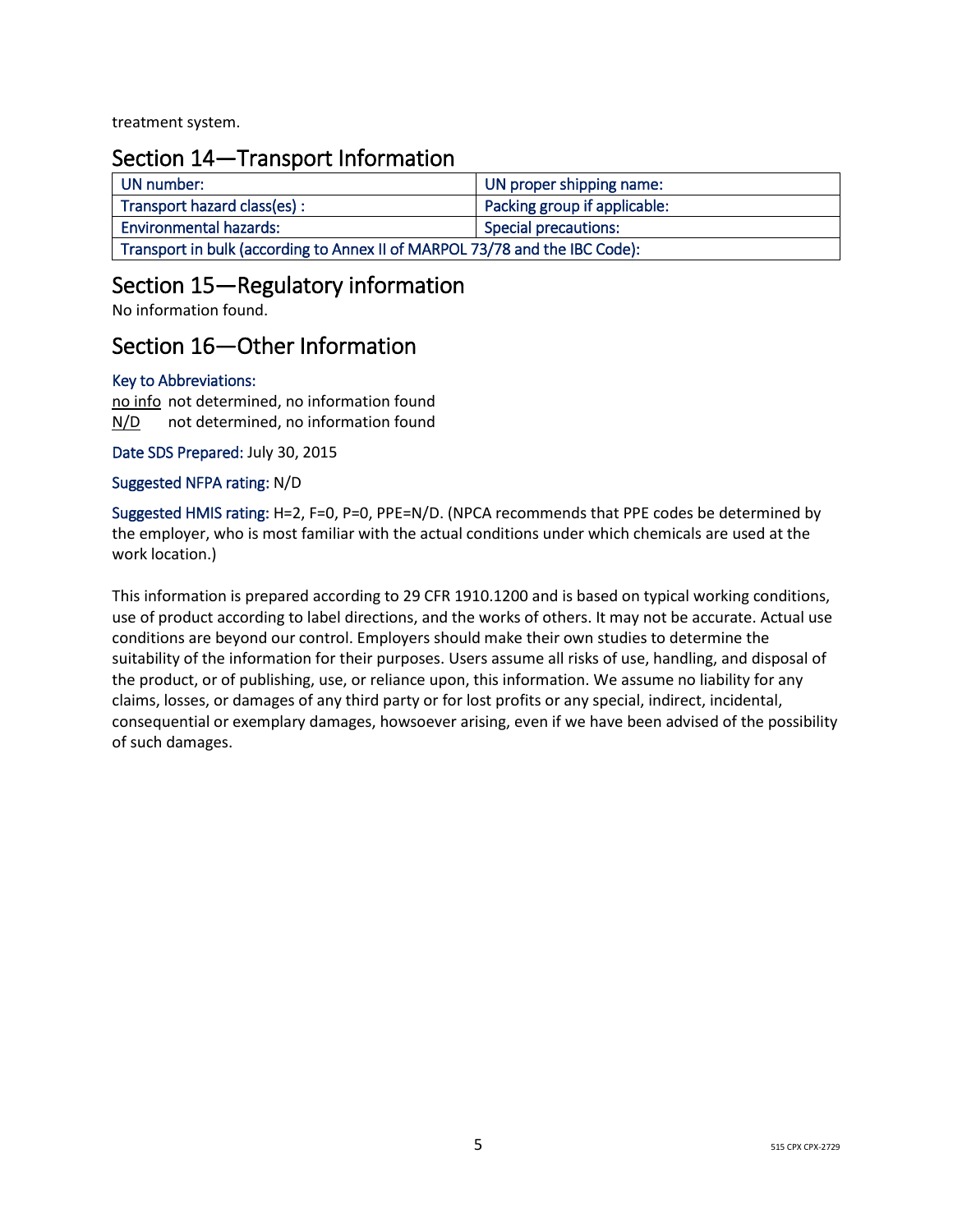treatment system.

## Section 14—Transport Information

| | |
|---|---|
| UN number: | UN proper shipping name: |
| Transport hazard class(es) : | Packing group if applicable: |
| Environmental hazards: | Special precautions: |
| Transport in bulk (according to Annex II of MARPOL 73/78 and the IBC Code): | |

## Section 15—Regulatory information

No information found.

## Section 16—Other Information

Key to Abbreviations:

no info not determined, no information found
N/D not determined, no information found

Date SDS Prepared: July 30, 2015

Suggested NFPA rating: N/D

Suggested HMIS rating: H=2, F=0, P=0, PPE=N/D. (NPCA recommends that PPE codes be determined by the employer, who is most familiar with the actual conditions under which chemicals are used at the work location.)

This information is prepared according to 29 CFR 1910.1200 and is based on typical working conditions, use of product according to label directions, and the works of others. It may not be accurate. Actual use conditions are beyond our control. Employers should make their own studies to determine the suitability of the information for their purposes. Users assume all risks of use, handling, and disposal of the product, or of publishing, use, or reliance upon, this information. We assume no liability for any claims, losses, or damages of any third party or for lost profits or any special, indirect, incidental, consequential or exemplary damages, howsoever arising, even if we have been advised of the possibility of such damages.